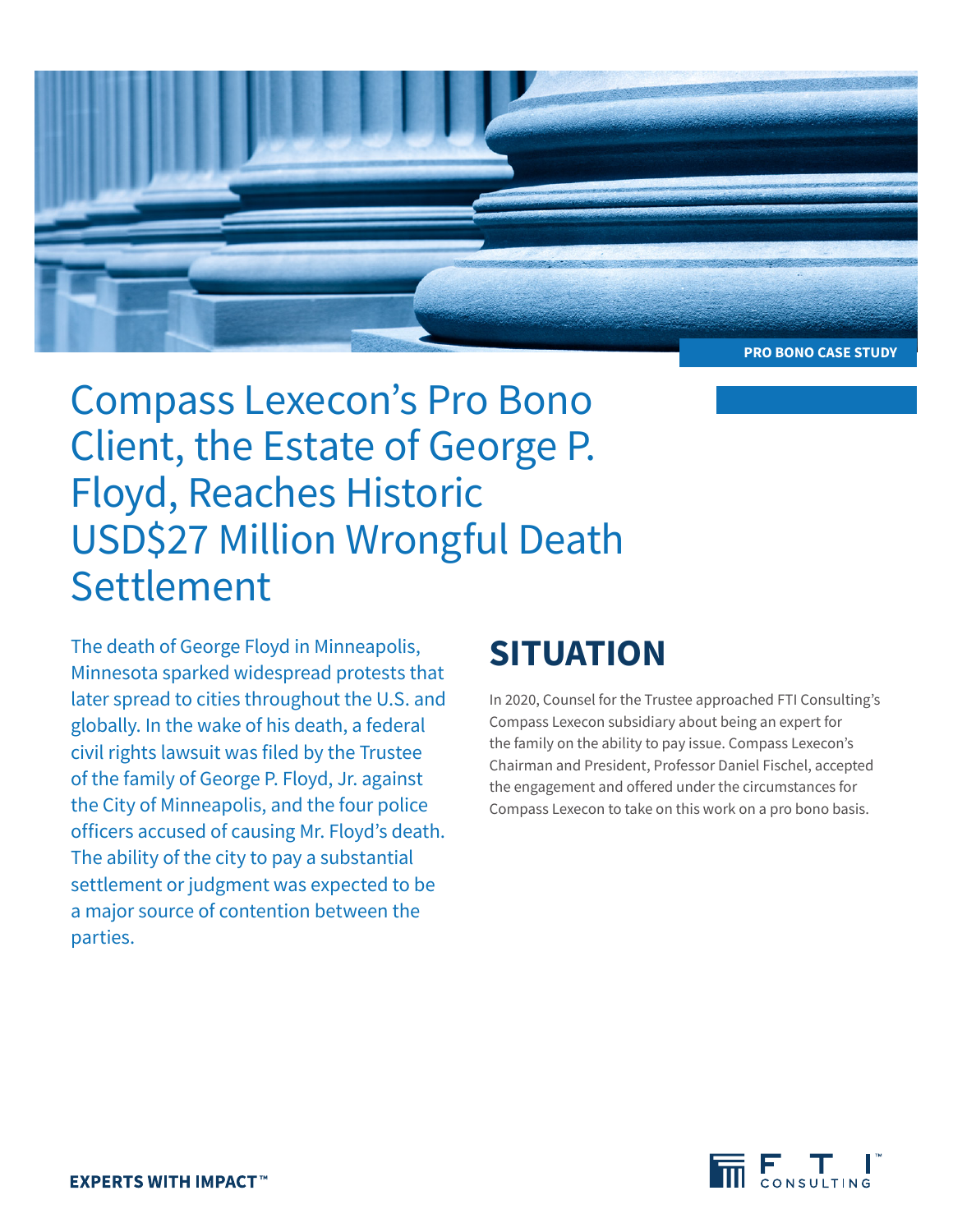PRO BONO CASE STUDY

# Compass Lexecon's Pro Bono Client, the Estate of George P. Floyd, Reaches Historic USD$27 Million Wrongful Death Settlement

The death of George Floyd in Minneapolis, Minnesota sparked widespread protests that later spread to cities throughout the U.S. and globally. In the wake of his death, a federal civil rights lawsuit was filed by the Trustee of the family of George P. Floyd, Jr. against the City of Minneapolis, and the four police officers accused of causing Mr. Floyd's death. The ability of the city to pay a substantial settlement or judgment was expected to be a major source of contention between the parties.

## SITUATION

In 2020, Counsel for the Trustee approached FTI Consulting's Compass Lexecon subsidiary about being an expert for the family on the ability to pay issue. Compass Lexecon's Chairman and President, Professor Daniel Fischel, accepted the engagement and offered under the circumstances for Compass Lexecon to take on this work on a pro bono basis.

**EXPERTS WITH IMPACT™**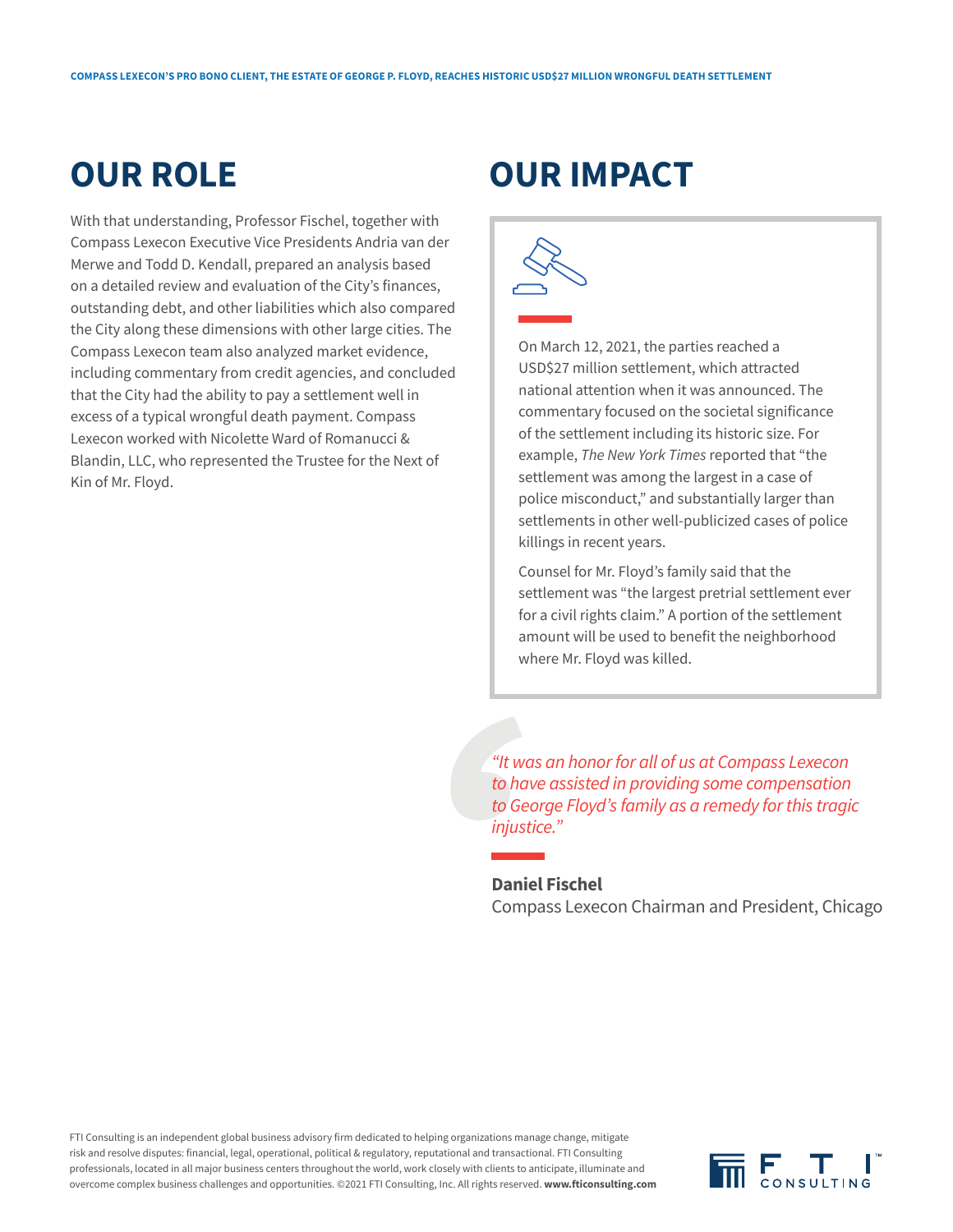## OUR ROLE

With that understanding, Professor Fischel, together with Compass Lexecon Executive Vice Presidents Andria van der Merwe and Todd D. Kendall, prepared an analysis based on a detailed review and evaluation of the City's finances, outstanding debt, and other liabilities which also compared the City along these dimensions with other large cities. The Compass Lexecon team also analyzed market evidence, including commentary from credit agencies, and concluded that the City had the ability to pay a settlement well in excess of a typical wrongful death payment. Compass Lexecon worked with Nicolette Ward of Romanucci & Blandin, LLC, who represented the Trustee for the Next of Kin of Mr. Floyd.

## OUR IMPACT

On March 12, 2021, the parties reached a USD$27 million settlement, which attracted national attention when it was announced. The commentary focused on the societal significance of the settlement including its historic size. For example, *The New York Times* reported that "the settlement was among the largest in a case of police misconduct," and substantially larger than settlements in other well-publicized cases of police killings in recent years.

Counsel for Mr. Floyd's family said that the settlement was "the largest pretrial settlement ever for a civil rights claim." A portion of the settlement amount will be used to benefit the neighborhood where Mr. Floyd was killed.

*"It was an honor for all of us at Compass Lexecon to have assisted in providing some compensation to George Floyd's family as a remedy for this tragic injustice."*

**Daniel Fischel**
Compass Lexecon Chairman and President, Chicago

FTI Consulting is an independent global business advisory firm dedicated to helping organizations manage change, mitigate risk and resolve disputes: financial, legal, operational, political & regulatory, reputational and transactional. FTI Consulting professionals, located in all major business centers throughout the world, work closely with clients to anticipate, illuminate and overcome complex business challenges and opportunities. ©2021 FTI Consulting, Inc. All rights reserved. **www.fticonsulting.com**